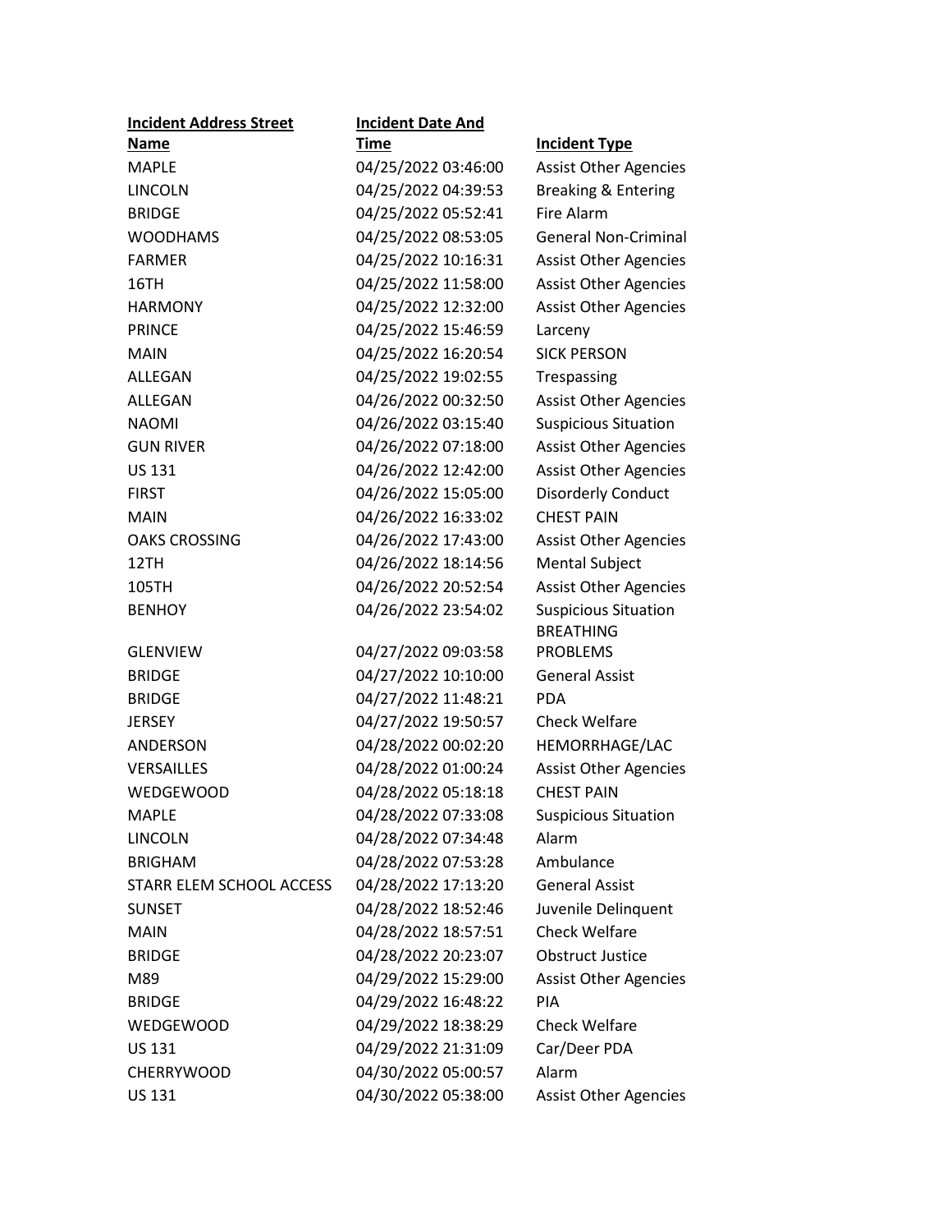| Incident Address Street Name | Incident Date And Time | Incident Type |
| --- | --- | --- |
| MAPLE | 04/25/2022 03:46:00 | Assist Other Agencies |
| LINCOLN | 04/25/2022 04:39:53 | Breaking & Entering |
| BRIDGE | 04/25/2022 05:52:41 | Fire Alarm |
| WOODHAMS | 04/25/2022 08:53:05 | General Non-Criminal |
| FARMER | 04/25/2022 10:16:31 | Assist Other Agencies |
| 16TH | 04/25/2022 11:58:00 | Assist Other Agencies |
| HARMONY | 04/25/2022 12:32:00 | Assist Other Agencies |
| PRINCE | 04/25/2022 15:46:59 | Larceny |
| MAIN | 04/25/2022 16:20:54 | SICK PERSON |
| ALLEGAN | 04/25/2022 19:02:55 | Trespassing |
| ALLEGAN | 04/26/2022 00:32:50 | Assist Other Agencies |
| NAOMI | 04/26/2022 03:15:40 | Suspicious Situation |
| GUN RIVER | 04/26/2022 07:18:00 | Assist Other Agencies |
| US 131 | 04/26/2022 12:42:00 | Assist Other Agencies |
| FIRST | 04/26/2022 15:05:00 | Disorderly Conduct |
| MAIN | 04/26/2022 16:33:02 | CHEST PAIN |
| OAKS CROSSING | 04/26/2022 17:43:00 | Assist Other Agencies |
| 12TH | 04/26/2022 18:14:56 | Mental Subject |
| 105TH | 04/26/2022 20:52:54 | Assist Other Agencies |
| BENHOY | 04/26/2022 23:54:02 | Suspicious Situation |
| GLENVIEW | 04/27/2022 09:03:58 | BREATHING PROBLEMS |
| BRIDGE | 04/27/2022 10:10:00 | General Assist |
| BRIDGE | 04/27/2022 11:48:21 | PDA |
| JERSEY | 04/27/2022 19:50:57 | Check Welfare |
| ANDERSON | 04/28/2022 00:02:20 | HEMORRHAGE/LAC |
| VERSAILLES | 04/28/2022 01:00:24 | Assist Other Agencies |
| WEDGEWOOD | 04/28/2022 05:18:18 | CHEST PAIN |
| MAPLE | 04/28/2022 07:33:08 | Suspicious Situation |
| LINCOLN | 04/28/2022 07:34:48 | Alarm |
| BRIGHAM | 04/28/2022 07:53:28 | Ambulance |
| STARR ELEM SCHOOL ACCESS | 04/28/2022 17:13:20 | General Assist |
| SUNSET | 04/28/2022 18:52:46 | Juvenile Delinquent |
| MAIN | 04/28/2022 18:57:51 | Check Welfare |
| BRIDGE | 04/28/2022 20:23:07 | Obstruct Justice |
| M89 | 04/29/2022 15:29:00 | Assist Other Agencies |
| BRIDGE | 04/29/2022 16:48:22 | PIA |
| WEDGEWOOD | 04/29/2022 18:38:29 | Check Welfare |
| US 131 | 04/29/2022 21:31:09 | Car/Deer PDA |
| CHERRYWOOD | 04/30/2022 05:00:57 | Alarm |
| US 131 | 04/30/2022 05:38:00 | Assist Other Agencies |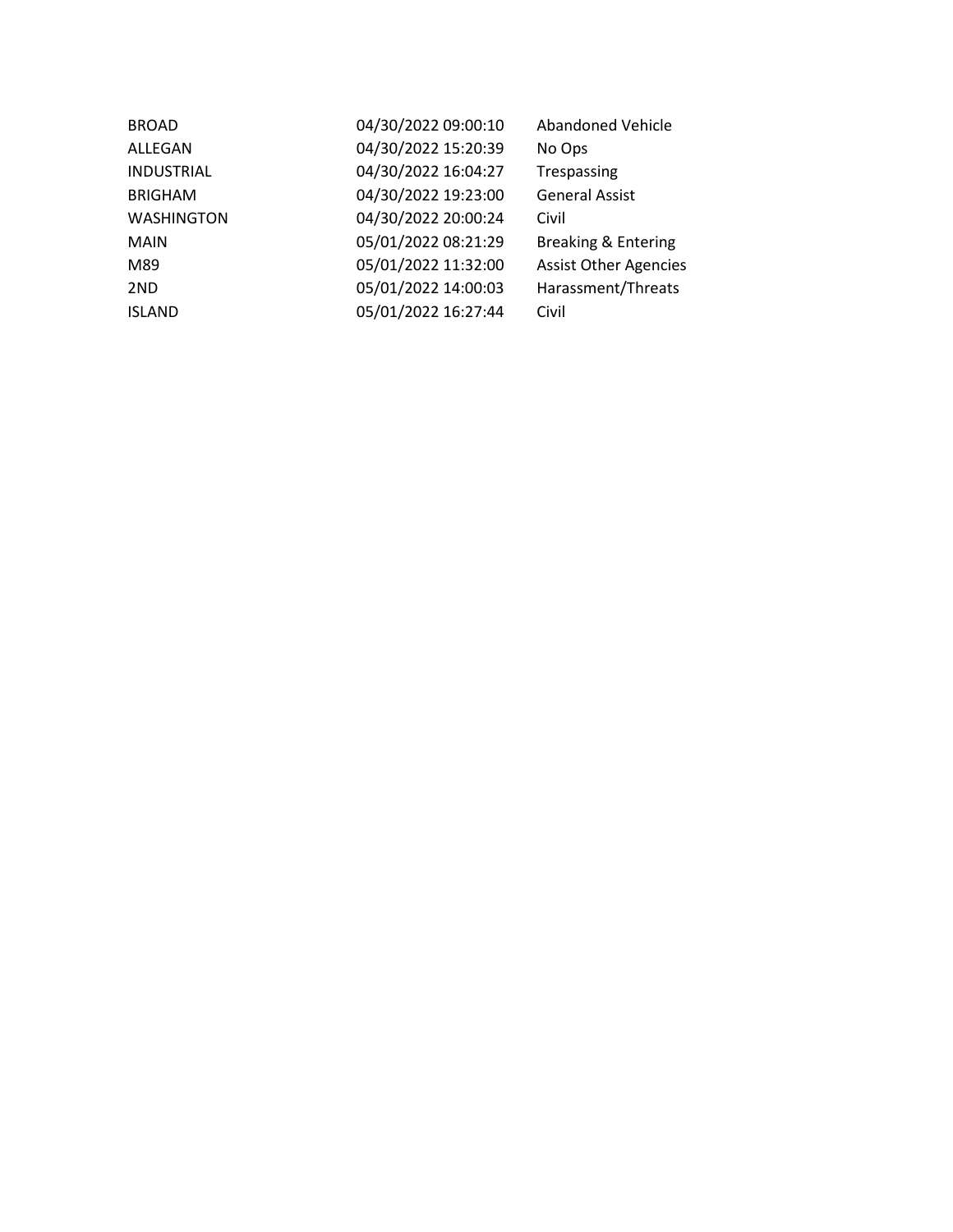| | | |
|---|---|---|
| BROAD | 04/30/2022 09:00:10 | Abandoned Vehicle |
| ALLEGAN | 04/30/2022 15:20:39 | No Ops |
| INDUSTRIAL | 04/30/2022 16:04:27 | Trespassing |
| BRIGHAM | 04/30/2022 19:23:00 | General Assist |
| WASHINGTON | 04/30/2022 20:00:24 | Civil |
| MAIN | 05/01/2022 08:21:29 | Breaking & Entering |
| M89 | 05/01/2022 11:32:00 | Assist Other Agencies |
| 2ND | 05/01/2022 14:00:03 | Harassment/Threats |
| ISLAND | 05/01/2022 16:27:44 | Civil |